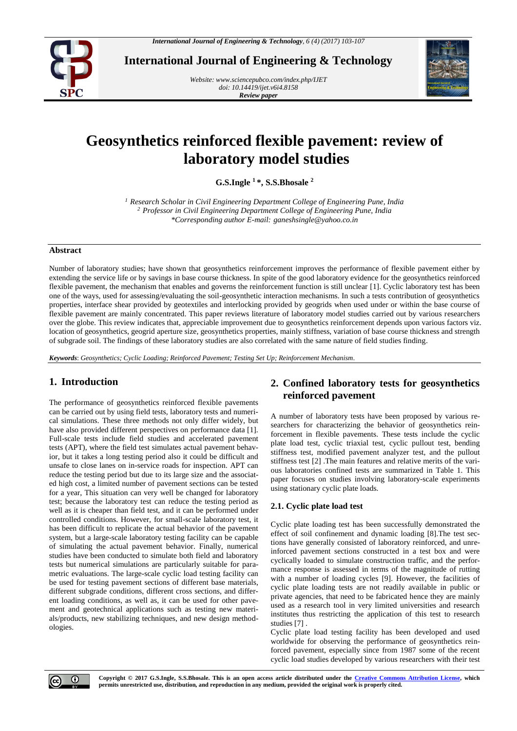# Geosynthetics reinforced flexible pavement: review of laboratory model studies

**G.S.Ingle [1] *, S.S.Bhosale [2]**

[1] *Research Scholar in Civil Engineering Department College of Engineering Pune, India*
[2] *Professor in Civil Engineering Department College of Engineering Pune, India*
*\*Corresponding author E-mail: ganeshsingle@yahoo.co.in*

## Abstract

Number of laboratory studies; have shown that geosynthetics reinforcement improves the performance of flexible pavement either by extending the service life or by savings in base course thickness. In spite of the good laboratory evidence for the geosynthetics reinforced flexible pavement, the mechanism that enables and governs the reinforcement function is still unclear [1]. Cyclic laboratory test has been one of the ways, used for assessing/evaluating the soil-geosynthetic interaction mechanisms. In such a tests contribution of geosynthetics properties, interface shear provided by geotextiles and interlocking provided by geogrids when used under or within the base course of flexible pavement are mainly concentrated. This paper reviews literature of laboratory model studies carried out by various researchers over the globe. This review indicates that, appreciable improvement due to geosynthetics reinforcement depends upon various factors viz. location of geosynthetics, geogrid aperture size, geosynthetics properties, mainly stiffness, variation of base course thickness and strength of subgrade soil. The findings of these laboratory studies are also correlated with the same nature of field studies finding.

***Keywords***: *Geosynthetics; Cyclic Loading; Reinforced Pavement; Testing Set Up; Reinforcement Mechanism*.

## 1. Introduction

The performance of geosynthetics reinforced flexible pavements can be carried out by using field tests, laboratory tests and numerical simulations. These three methods not only differ widely, but have also provided different perspectives on performance data [1]. Full-scale tests include field studies and accelerated pavement tests (APT), where the field test simulates actual pavement behavior, but it takes a long testing period also it could be difficult and unsafe to close lanes on in-service roads for inspection. APT can reduce the testing period but due to its large size and the associated high cost, a limited number of pavement sections can be tested for a year, This situation can very well be changed for laboratory test; because the laboratory test can reduce the testing period as well as it is cheaper than field test, and it can be performed under controlled conditions. However, for small-scale laboratory test, it has been difficult to replicate the actual behavior of the pavement system, but a large-scale laboratory testing facility can be capable of simulating the actual pavement behavior. Finally, numerical studies have been conducted to simulate both field and laboratory tests but numerical simulations are particularly suitable for parametric evaluations. The large-scale cyclic load testing facility can be used for testing pavement sections of different base materials, different subgrade conditions, different cross sections, and different loading conditions, as well as, it can be used for other pavement and geotechnical applications such as testing new materials/products, new stabilizing techniques, and new design methodologies.

## 2. Confined laboratory tests for geosynthetics reinforced pavement

A number of laboratory tests have been proposed by various researchers for characterizing the behavior of geosynthetics reinforcement in flexible pavements. These tests include the cyclic plate load test, cyclic triaxial test, cyclic pullout test, bending stiffness test, modified pavement analyzer test, and the pullout stiffness test [2] .The main features and relative merits of the various laboratories confined tests are summarized in Table 1. This paper focuses on studies involving laboratory-scale experiments using stationary cyclic plate loads.

### 2.1. Cyclic plate load test

Cyclic plate loading test has been successfully demonstrated the effect of soil confinement and dynamic loading [8].The test sections have generally consisted of laboratory reinforced, and unreinforced pavement sections constructed in a test box and were cyclically loaded to simulate construction traffic, and the performance response is assessed in terms of the magnitude of rutting with a number of loading cycles [9]. However, the facilities of cyclic plate loading tests are not readily available in public or private agencies, that need to be fabricated hence they are mainly used as a research tool in very limited universities and research institutes thus restricting the application of this test to research studies [7] .

Cyclic plate load testing facility has been developed and used worldwide for observing the performance of geosynthetics reinforced pavement, especially since from 1987 some of the recent cyclic load studies developed by various researchers with their test

**Copyright © 2017 G.S.Ingle, S.S.Bhosale. This is an open access article distributed under the Creative Commons Attribution License, which permits unrestricted use, distribution, and reproduction in any medium, provided the original work is properly cited.**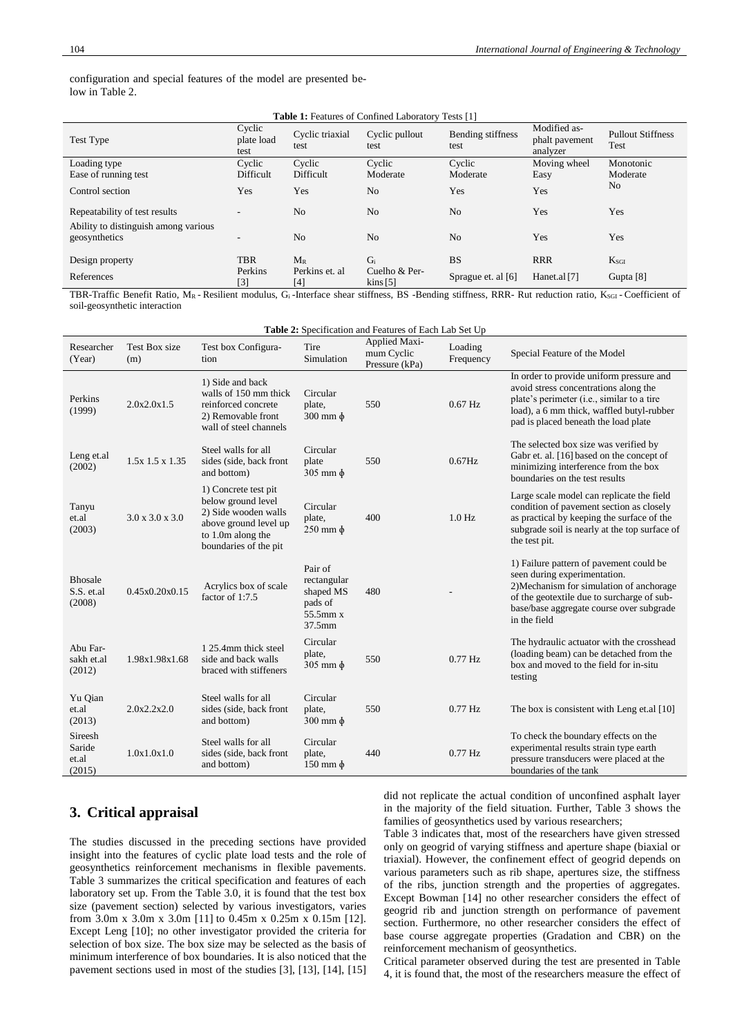configuration and special features of the model are presented below in Table 2.

**Table 1:** Features of Confined Laboratory Tests [1]

| Test Type | Cyclic plate load test | Cyclic triaxial test | Cyclic pullout test | Bending stiffness test | Modified asphalt pavement analyzer | Pullout Stiffness Test |
|---|---|---|---|---|---|---|
| Loading type | Cyclic | Cyclic | Cyclic | Cyclic | Moving wheel | Monotonic |
| Ease of running test | Difficult | Difficult | Moderate | Moderate | Easy | Moderate |
| Control section | Yes | Yes | No | Yes | Yes | No |
| Repeatability of test results | - | No | No | No | Yes | Yes |
| Ability to distinguish among various geosynthetics | - | No | No | No | Yes | Yes |
| Design property | TBR | $M_R$ | $G_i$ | BS | RRR | $K_{SGI}$ |
| References | Perkins [3] | Perkins et. al [4] | Cuelho & Perkins [5] | Sprague et. al [6] | Hanet.al [7] | Gupta [8] |

TBR-Traffic Benefit Ratio, $M_R$ - Resilient modulus, $G_i$ -Interface shear stiffness, BS -Bending stiffness, RRR- Rut reduction ratio, $K_{SGI}$ - Coefficient of soil-geosynthetic interaction

**Table 2:** Specification and Features of Each Lab Set Up

| Researcher (Year) | Test Box size (m) | Test box Configuration | Tire Simulation | Applied Maximum Cyclic Pressure (kPa) | Loading Frequency | Special Feature of the Model |
|---|---|---|---|---|---|---|
| Perkins (1999) | 2.0x2.0x1.5 | 1) Side and back walls of 150 mm thick reinforced concrete 2) Removable front wall of steel channels | Circular plate, 300 mm ϕ | 550 | 0.67 Hz | In order to provide uniform pressure and avoid stress concentrations along the plate's perimeter (i.e., similar to a tire load), a 6 mm thick, waffled butyl-rubber pad is placed beneath the load plate |
| Leng et.al (2002) | 1.5x 1.5 x 1.35 | Steel walls for all sides (side, back front and bottom) | Circular plate 305 mm ϕ | 550 | 0.67Hz | The selected box size was verified by Gabr et. al. [16] based on the concept of minimizing interference from the box boundaries on the test results |
| Tanyu et.al (2003) | 3.0 x 3.0 x 3.0 | 1) Concrete test pit below ground level 2) Side wooden walls above ground level up to 1.0m along the boundaries of the pit | Circular plate, 250 mm ϕ | 400 | 1.0 Hz | Large scale model can replicate the field condition of pavement section as closely as practical by keeping the surface of the subgrade soil is nearly at the top surface of the test pit. |
| Bhosale S.S. et.al (2008) | 0.45x0.20x0.15 | Acrylics box of scale factor of 1:7.5 | Pair of rectangular shaped MS pads of 55.5mm x 37.5mm | 480 | - | 1) Failure pattern of pavement could be seen during experimentation. 2)Mechanism for simulation of anchorage of the geotextile due to surcharge of sub-base/base aggregate course over subgrade in the field |
| Abu Farsakh et.al (2012) | 1.98x1.98x1.68 | 1 25.4mm thick steel side and back walls braced with stiffeners | Circular plate, 305 mm ϕ | 550 | 0.77 Hz | The hydraulic actuator with the crosshead (loading beam) can be detached from the box and moved to the field for in-situ testing |
| Yu Qian et.al (2013) | 2.0x2.2x2.0 | Steel walls for all sides (side, back front and bottom) | Circular plate, 300 mm ϕ | 550 | 0.77 Hz | The box is consistent with Leng et.al [10] |
| Sireesh Saride et.al (2015) | 1.0x1.0x1.0 | Steel walls for all sides (side, back front and bottom) | Circular plate, 150 mm ϕ | 440 | 0.77 Hz | To check the boundary effects on the experimental results strain type earth pressure transducers were placed at the boundaries of the tank |

## 3. Critical appraisal

The studies discussed in the preceding sections have provided insight into the features of cyclic plate load tests and the role of geosynthetics reinforcement mechanisms in flexible pavements. Table 3 summarizes the critical specification and features of each laboratory set up. From the Table 3.0, it is found that the test box size (pavement section) selected by various investigators, varies from 3.0m x 3.0m x 3.0m [11] to 0.45m x 0.25m x 0.15m [12]. Except Leng [10]; no other investigator provided the criteria for selection of box size. The box size may be selected as the basis of minimum interference of box boundaries. It is also noticed that the pavement sections used in most of the studies [3], [13], [14], [15] did not replicate the actual condition of unconfined asphalt layer in the majority of the field situation. Further, Table 3 shows the families of geosynthetics used by various researchers;

Table 3 indicates that, most of the researchers have given stressed only on geogrid of varying stiffness and aperture shape (biaxial or triaxial). However, the confinement effect of geogrid depends on various parameters such as rib shape, apertures size, the stiffness of the ribs, junction strength and the properties of aggregates. Except Bowman [14] no other researcher considers the effect of geogrid rib and junction strength on performance of pavement section. Furthermore, no other researcher considers the effect of base course aggregate properties (Gradation and CBR) on the reinforcement mechanism of geosynthetics.

Critical parameter observed during the test are presented in Table 4, it is found that, the most of the researchers measure the effect of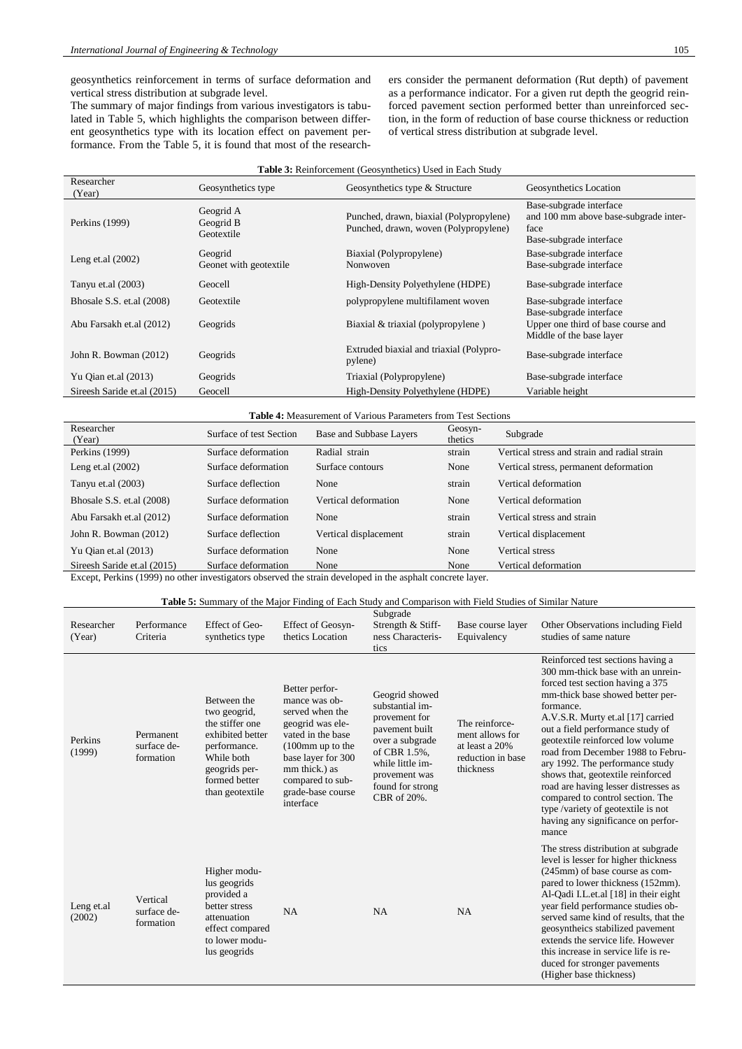geosynthetics reinforcement in terms of surface deformation and vertical stress distribution at subgrade level.

The summary of major findings from various investigators is tabulated in Table 5, which highlights the comparison between different geosynthetics type with its location effect on pavement performance. From the Table 5, it is found that most of the researchers consider the permanent deformation (Rut depth) of pavement as a performance indicator. For a given rut depth the geogrid reinforced pavement section performed better than unreinforced section, in the form of reduction of base course thickness or reduction of vertical stress distribution at subgrade level.

**Table 3:** Reinforcement (Geosynthetics) Used in Each Study

| Researcher (Year) | Geosynthetics type | Geosynthetics type & Structure | Geosynthetics Location |
|---|---|---|---|
| Perkins (1999) | Geogrid A<br>Geogrid B<br>Geotextile | Punched, drawn, biaxial (Polypropylene)<br>Punched, drawn, woven (Polypropylene) | Base-subgrade interface<br>and 100 mm above base-subgrade interface<br>Base-subgrade interface |
| Leng et.al (2002) | Geogrid<br>Geonet with geotextile | Biaxial (Polypropylene)<br>Nonwoven | Base-subgrade interface<br>Base-subgrade interface |
| Tanyu et.al (2003) | Geocell | High-Density Polyethylene (HDPE) | Base-subgrade interface |
| Bhosale S.S. et.al (2008) | Geotextile | polypropylene multifilament woven | Base-subgrade interface |
| Abu Farsakh et.al (2012) | Geogrids | Biaxial & triaxial (polypropylene ) | Base-subgrade interface<br>Upper one third of base course and<br>Middle of the base layer |
| John R. Bowman (2012) | Geogrids | Extruded biaxial and triaxial (Polypropylene) | Base-subgrade interface |
| Yu Qian et.al (2013) | Geogrids | Triaxial (Polypropylene) | Base-subgrade interface |
| Sireesh Saride et.al (2015) | Geocell | High-Density Polyethylene (HDPE) | Variable height |

**Table 4:** Measurement of Various Parameters from Test Sections

| Researcher (Year) | Surface of test Section | Base and Subbase Layers | Geosynthetics | Subgrade |
|---|---|---|---|---|
| Perkins (1999) | Surface deformation | Radial strain | strain | Vertical stress and strain and radial strain |
| Leng et.al (2002) | Surface deformation | Surface contours | None | Vertical stress, permanent deformation |
| Tanyu et.al (2003) | Surface deflection | None | strain | Vertical deformation |
| Bhosale S.S. et.al (2008) | Surface deformation | Vertical deformation | None | Vertical deformation |
| Abu Farsakh et.al (2012) | Surface deformation | None | strain | Vertical stress and strain |
| John R. Bowman (2012) | Surface deflection | Vertical displacement | strain | Vertical displacement |
| Yu Qian et.al (2013) | Surface deformation | None | None | Vertical stress |
| Sireesh Saride et.al (2015) | Surface deformation | None | None | Vertical deformation |

Except, Perkins (1999) no other investigators observed the strain developed in the asphalt concrete layer.

**Table 5:** Summary of the Major Finding of Each Study and Comparison with Field Studies of Similar Nature

| Researcher (Year) | Performance Criteria | Effect of Geosynthetics type | Effect of Geosynthetics Location | Subgrade Strength & Stiffness Characteristics | Base course layer Equivalency | Other Observations including Field studies of same nature |
|---|---|---|---|---|---|---|
| Perkins (1999) | Permanent surface deformation | Between the two geogrid, the stiffer one exhibited better performance. While both geogrids performed better than geotextile | Better performance was observed when the geogrid was elevated in the base (100mm up to the base layer for 300 mm thick.) as compared to subgrade-base course interface | Geogrid showed substantial improvement for pavement built over a subgrade of CBR 1.5%, while little improvement was found for strong CBR of 20%. | The reinforcement allows for at least a 20% reduction in base thickness | Reinforced test sections having a 300 mm-thick base with an unreinforced test section having a 375 mm-thick base showed better performance.<br>A.V.S.R. Murty et.al [17] carried out a field performance study of geotextile reinforced low volume road from December 1988 to February 1992. The performance study shows that, geotextile reinforced road are having lesser distresses as compared to control section. The type /variety of geotextile is not having any significance on performance |
| Leng et.al (2002) | Vertical surface deformation | Higher modulus geogrids provided a better stress attenuation effect compared to lower modulus geogrids | NA | NA | NA | The stress distribution at subgrade level is lesser for higher thickness (245mm) of base course as compared to lower thickness (152mm). Al-Qadi I.L.et.al [18] in their eight year field performance studies observed same kind of results, that the geosyntheics stabilized pavement extends the service life. However this increase in service life is reduced for stronger pavements (Higher base thickness) |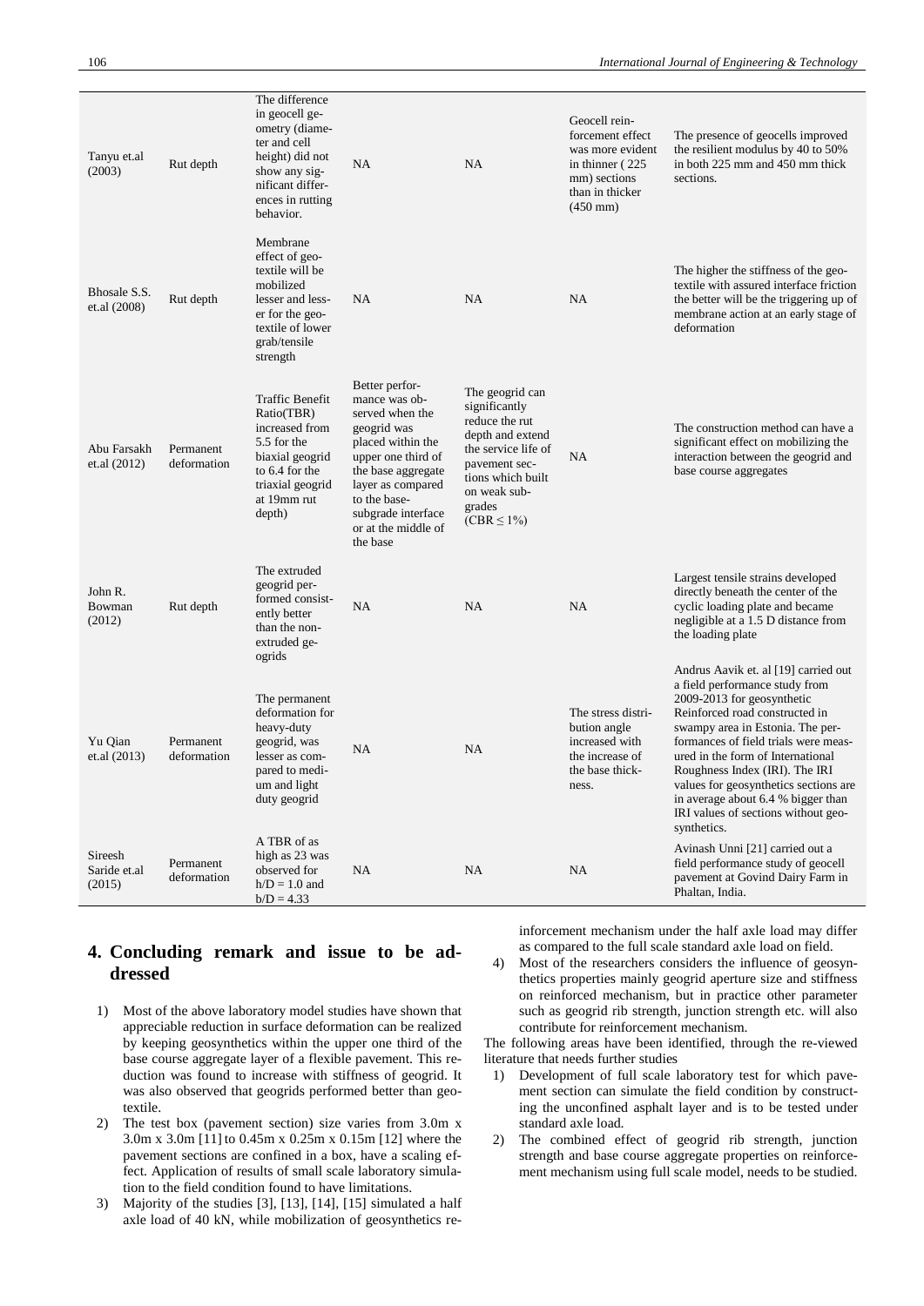| | | | | | | |
|---|---|---|---|---|---|---|
| Tanyu et.al (2003) | Rut depth | The difference in geocell geometry (diameter and cell height) did not show any significant differences in rutting behavior. | NA | NA | Geocell reinforcement effect was more evident in thinner ( 225 mm) sections than in thicker (450 mm) | The presence of geocells improved the resilient modulus by 40 to 50% in both 225 mm and 450 mm thick sections. |
| Bhosale S.S. et.al (2008) | Rut depth | Membrane effect of geotextile will be mobilized lesser and lesser for the geotextile of lower grab/tensile strength | NA | NA | NA | The higher the stiffness of the geotextile with assured interface friction the better will be the triggering up of membrane action at an early stage of deformation |
| Abu Farsakh et.al (2012) | Permanent deformation | Traffic Benefit Ratio(TBR) increased from 5.5 for the biaxial geogrid to 6.4 for the triaxial geogrid at 19mm rut depth) | Better performance was observed when the geogrid was placed within the upper one third of the base aggregate layer as compared to the base-subgrade interface or at the middle of the base | The geogrid can significantly reduce the rut depth and extend the service life of pavement sections which built on weak subgrades (CBR ≤ 1%) | NA | The construction method can have a significant effect on mobilizing the interaction between the geogrid and base course aggregates |
| John R. Bowman (2012) | Rut depth | The extruded geogrid performed consistently better than the non-extruded geogrids | NA | NA | NA | Largest tensile strains developed directly beneath the center of the cyclic loading plate and became negligible at a 1.5 D distance from the loading plate |
| Yu Qian et.al (2013) | Permanent deformation | The permanent deformation for heavy-duty geogrid, was lesser as compared to medium and light duty geogrid | NA | NA | The stress distribution angle increased with the increase of the base thickness. | Andrus Aavik et. al [19] carried out a field performance study from 2009-2013 for geosynthetic Reinforced road constructed in swampy area in Estonia. The performances of field trials were measured in the form of International Roughness Index (IRI). The IRI values for geosynthetics sections are in average about 6.4 % bigger than IRI values of sections without geosynthetics. |
| Sireesh Saride et.al (2015) | Permanent deformation | A TBR of as high as 23 was observed for h/D = 1.0 and b/D = 4.33 | NA | NA | NA | Avinash Unni [21] carried out a field performance study of geocell pavement at Govind Dairy Farm in Phaltan, India. |

## 4. Concluding remark and issue to be addressed

1) Most of the above laboratory model studies have shown that appreciable reduction in surface deformation can be realized by keeping geosynthetics within the upper one third of the base course aggregate layer of a flexible pavement. This reduction was found to increase with stiffness of geogrid. It was also observed that geogrids performed better than geotextile.
2) The test box (pavement section) size varies from 3.0m x 3.0m x 3.0m [11] to 0.45m x 0.25m x 0.15m [12] where the pavement sections are confined in a box, have a scaling effect. Application of results of small scale laboratory simulation to the field condition found to have limitations.
3) Majority of the studies [3], [13], [14], [15] simulated a half axle load of 40 kN, while mobilization of geosynthetics reinforcement mechanism under the half axle load may differ as compared to the full scale standard axle load on field.
4) Most of the researchers considers the influence of geosynthetics properties mainly geogrid aperture size and stiffness on reinforced mechanism, but in practice other parameter such as geogrid rib strength, junction strength etc. will also contribute for reinforcement mechanism.

The following areas have been identified, through the re-viewed literature that needs further studies

1) Development of full scale laboratory test for which pavement section can simulate the field condition by constructing the unconfined asphalt layer and is to be tested under standard axle load.
2) The combined effect of geogrid rib strength, junction strength and base course aggregate properties on reinforcement mechanism using full scale model, needs to be studied.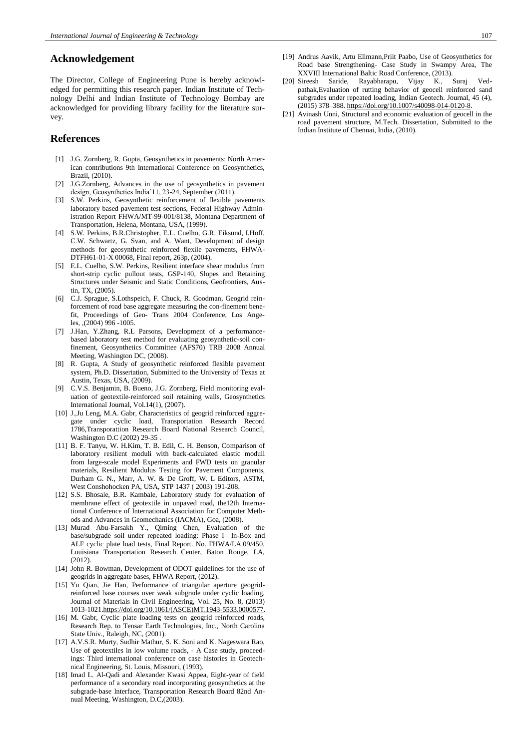## Acknowledgement

The Director, College of Engineering Pune is hereby acknowledged for permitting this research paper. Indian Institute of Technology Delhi and Indian Institute of Technology Bombay are acknowledged for providing library facility for the literature survey.

## References

[1] J.G. Zornberg, R. Gupta, Geosynthetics in pavements: North American contributions 9th International Conference on Geosynthetics, Brazil, (2010).

[2] J.G.Zornberg, Advances in the use of geosynthetics in pavement design, Geosynthetics India'11, 23-24, September (2011).

[3] S.W. Perkins, Geosynthetic reinforcement of flexible pavements laboratory based pavement test sections, Federal Highway Administration Report FHWA/MT-99-001/8138, Montana Department of Transportation, Helena, Montana, USA, (1999).

[4] S.W. Perkins, B.R.Christopher, E.L. Cuelho, G.R. Eiksund, I.Hoff, C.W. Schwartz, G. Svan, and A. Want, Development of design methods for geosynthetic reinforced flexile pavements, FHWA-DTFH61-01-X 00068, Final report, 263p, (2004).

[5] E.L. Cuelho, S.W. Perkins, Resilient interface shear modulus from short-strip cyclic pullout tests, GSP-140, Slopes and Retaining Structures under Seismic and Static Conditions, Geofrontiers, Austin, TX, (2005).

[6] C.J. Sprague, S.Lothspeich, F. Chuck, R. Goodman, Geogrid reinforcement of road base aggregate measuring the con-finement benefit, Proceedings of Geo- Trans 2004 Conference, Los Angeles, ,(2004) 996 -1005.

[7] J.Han, Y.Zhang, R.L Parsons, Development of a performance-based laboratory test method for evaluating geosynthetic-soil confinement, Geosynthetics Committee (AFS70) TRB 2008 Annual Meeting, Washington DC, (2008).

[8] R. Gupta, A Study of geosynthetic reinforced flexible pavement system, Ph.D. Dissertation, Submitted to the University of Texas at Austin, Texas, USA, (2009).

[9] C.V.S. Benjamin, B. Bueno, J.G. Zornberg, Field monitoring evaluation of geotextile-reinforced soil retaining walls, Geosynthetics International Journal, Vol.14(1), (2007).

[10] J.,Ju Leng, M.A. Gabr, Characteristics of geogrid reinforced aggregate under cyclic load, Transportation Research Record 1786,Transporattion Research Board National Research Council, Washington D.C (2002) 29-35 .

[11] B. F. Tanyu, W. H.Kim, T. B. Edil, C. H. Benson, Comparison of laboratory resilient moduli with back-calculated elastic moduli from large-scale model Experiments and FWD tests on granular materials, Resilient Modulus Testing for Pavement Components, Durham G. N., Marr, A. W. & De Groff, W. L Editors, ASTM, West Conshohocken PA, USA, STP 1437 ( 2003) 191-208.

[12] S.S. Bhosale, B.R. Kambale, Laboratory study for evaluation of membrane effect of geotextile in unpaved road, the12th International Conference of International Association for Computer Methods and Advances in Geomechanics (IACMA), Goa, (2008).

[13] Murad Abu-Farsakh Y., Qiming Chen, Evaluation of the base/subgrade soil under repeated loading: Phase I– In-Box and ALF cyclic plate load tests, Final Report. No. FHWA/LA.09/450, Louisiana Transportation Research Center, Baton Rouge, LA, (2012).

[14] John R. Bowman, Development of ODOT guidelines for the use of geogrids in aggregate bases, FHWA Report, (2012).

[15] Yu Qian, Jie Han, Performance of triangular aperture geogrid-reinforced base courses over weak subgrade under cyclic loading, Journal of Materials in Civil Engineering, Vol. 25, No. 8, (2013) 1013-1021.https://doi.org/10.1061/(ASCE)MT.1943-5533.0000577.

[16] M. Gabr, Cyclic plate loading tests on geogrid reinforced roads, Research Rep. to Tensar Earth Technologies, Inc., North Carolina State Univ., Raleigh, NC, (2001).

[17] A.V.S.R. Murty, Sudhir Mathur, S. K. Soni and K. Nageswara Rao, Use of geotextiles in low volume roads, - A Case study, proceedings: Third international conference on case histories in Geotechnical Engineering, St. Louis, Missouri, (1993).

[18] Imad L. Al-Qadi and Alexander Kwasi Appea, Eight-year of field performance of a secondary road incorporating geosynthetics at the subgrade-base Interface, Transportation Research Board 82nd Annual Meeting, Washington, D.C,(2003).

[19] Andrus Aavik, Artu Ellmann,Priit Paabo, Use of Geosynthetics for Road base Strengthening- Case Study in Swampy Area, The XXVIII International Baltic Road Conference, (2013).

[20] Sireesh Saride, Rayabharapu, Vijay K., Suraj Vedpathak,Evaluation of rutting behavior of geocell reinforced sand subgrades under repeated loading, Indian Geotech. Journal, 45 (4), (2015) 378–388. https://doi.org/10.1007/s40098-014-0120-8.

[21] Avinash Unni, Structural and economic evaluation of geocell in the road pavement structure, M.Tech. Dissertation, Submitted to the Indian Institute of Chennai, India, (2010).